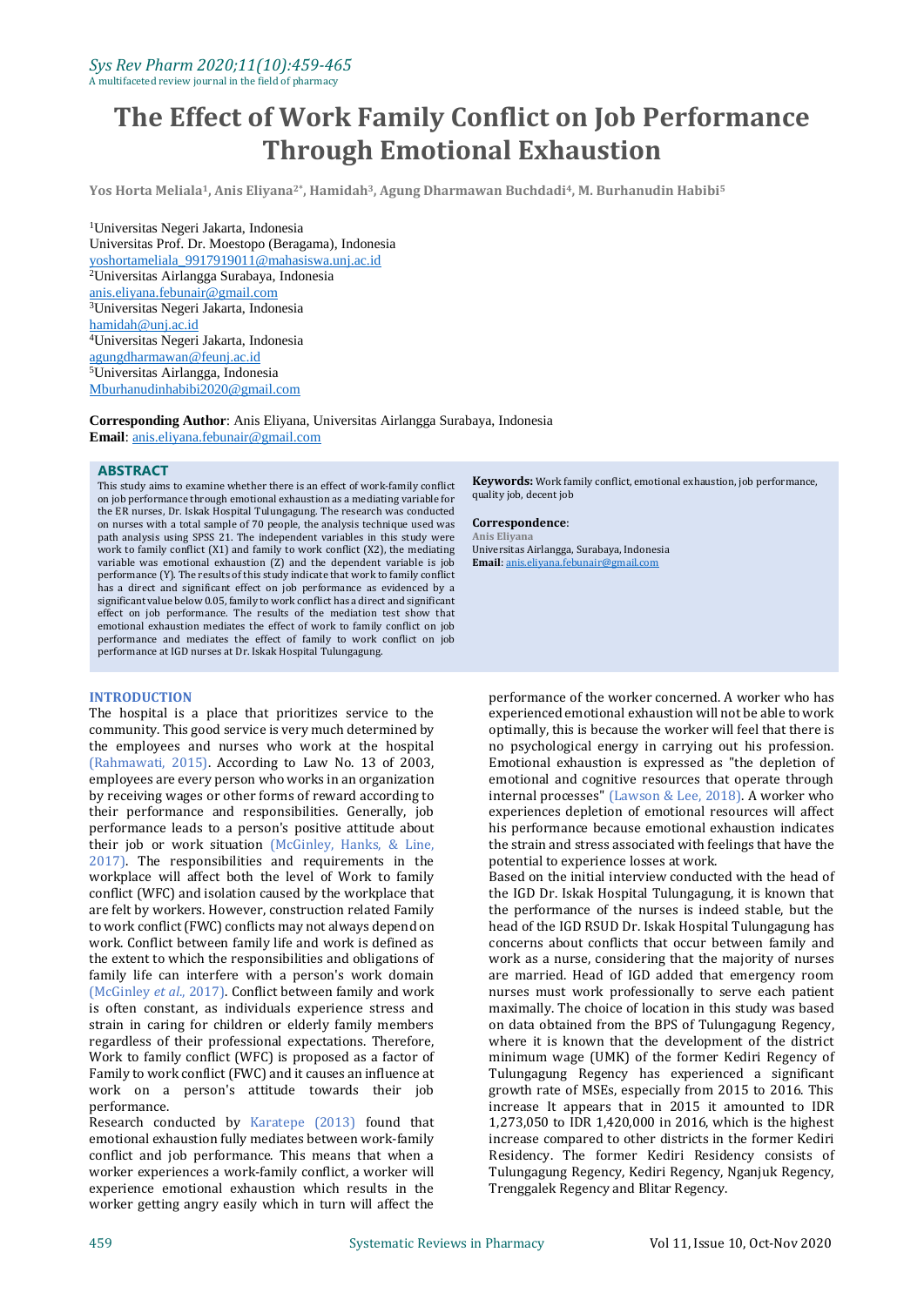# The Effect of Work Family Conflict on Job Performance Through Emotional Exhaustion

**Yos Horta Meliala[1], Anis Eliyana[2*], Hamidah[3], Agung Dharmawan Buchdadi[4], M. Burhanudin Habibi[5]**

[1]Universitas Negeri Jakarta, Indonesia
Universitas Prof. Dr. Moestopo (Beragama), Indonesia
yoshortameliala_9917919011@mahasiswa.unj.ac.id
[2]Universitas Airlangga Surabaya, Indonesia
anis.eliyana.febunair@gmail.com
[3]Universitas Negeri Jakarta, Indonesia
hamidah@unj.ac.id
[4]Universitas Negeri Jakarta, Indonesia
agungdharmawan@feunj.ac.id
[5]Universitas Airlangga, Indonesia
Mburhanudinhabibi2020@gmail.com

**Corresponding Author**: Anis Eliyana, Universitas Airlangga Surabaya, Indonesia
**Email**: anis.eliyana.febunair@gmail.com

## ABSTRACT

This study aims to examine whether there is an effect of work-family conflict on job performance through emotional exhaustion as a mediating variable for the ER nurses, Dr. Iskak Hospital Tulungagung. The research was conducted on nurses with a total sample of 70 people, the analysis technique used was path analysis using SPSS 21. The independent variables in this study were work to family conflict (X1) and family to work conflict (X2), the mediating variable was emotional exhaustion (Z) and the dependent variable is job performance (Y). The results of this study indicate that work to family conflict has a direct and significant effect on job performance as evidenced by a significant value below 0.05, family to work conflict has a direct and significant effect on job performance. The results of the mediation test show that emotional exhaustion mediates the effect of work to family conflict on job performance and mediates the effect of family to work conflict on job performance at IGD nurses at Dr. Iskak Hospital Tulungagung.

**Keywords:** Work family conflict, emotional exhaustion, job performance, quality job, decent job

**Correspondence**:
Anis Eliyana
Universitas Airlangga, Surabaya, Indonesia
**Email**: anis.eliyana.febunair@gmail.com

## INTRODUCTION

The hospital is a place that prioritizes service to the community. This good service is very much determined by the employees and nurses who work at the hospital (Rahmawati, 2015). According to Law No. 13 of 2003, employees are every person who works in an organization by receiving wages or other forms of reward according to their performance and responsibilities. Generally, job performance leads to a person's positive attitude about their job or work situation (McGinley, Hanks, & Line, 2017). The responsibilities and requirements in the workplace will affect both the level of Work to family conflict (WFC) and isolation caused by the workplace that are felt by workers. However, construction related Family to work conflict (FWC) conflicts may not always depend on work. Conflict between family life and work is defined as the extent to which the responsibilities and obligations of family life can interfere with a person's work domain (McGinley *et al*., 2017). Conflict between family and work is often constant, as individuals experience stress and strain in caring for children or elderly family members regardless of their professional expectations. Therefore, Work to family conflict (WFC) is proposed as a factor of Family to work conflict (FWC) and it causes an influence at work on a person's attitude towards their job performance.

Research conducted by Karatepe (2013) found that emotional exhaustion fully mediates between work-family conflict and job performance. This means that when a worker experiences a work-family conflict, a worker will experience emotional exhaustion which results in the worker getting angry easily which in turn will affect the performance of the worker concerned. A worker who has experienced emotional exhaustion will not be able to work optimally, this is because the worker will feel that there is no psychological energy in carrying out his profession. Emotional exhaustion is expressed as "the depletion of emotional and cognitive resources that operate through internal processes" (Lawson & Lee, 2018). A worker who experiences depletion of emotional resources will affect his performance because emotional exhaustion indicates the strain and stress associated with feelings that have the potential to experience losses at work.

Based on the initial interview conducted with the head of the IGD Dr. Iskak Hospital Tulungagung, it is known that the performance of the nurses is indeed stable, but the head of the IGD RSUD Dr. Iskak Hospital Tulungagung has concerns about conflicts that occur between family and work as a nurse, considering that the majority of nurses are married. Head of IGD added that emergency room nurses must work professionally to serve each patient maximally. The choice of location in this study was based on data obtained from the BPS of Tulungagung Regency, where it is known that the development of the district minimum wage (UMK) of the former Kediri Regency of Tulungagung Regency has experienced a significant growth rate of MSEs, especially from 2015 to 2016. This increase It appears that in 2015 it amounted to IDR 1,273,050 to IDR 1,420,000 in 2016, which is the highest increase compared to other districts in the former Kediri Residency. The former Kediri Residency consists of Tulungagung Regency, Kediri Regency, Nganjuk Regency, Trenggalek Regency and Blitar Regency.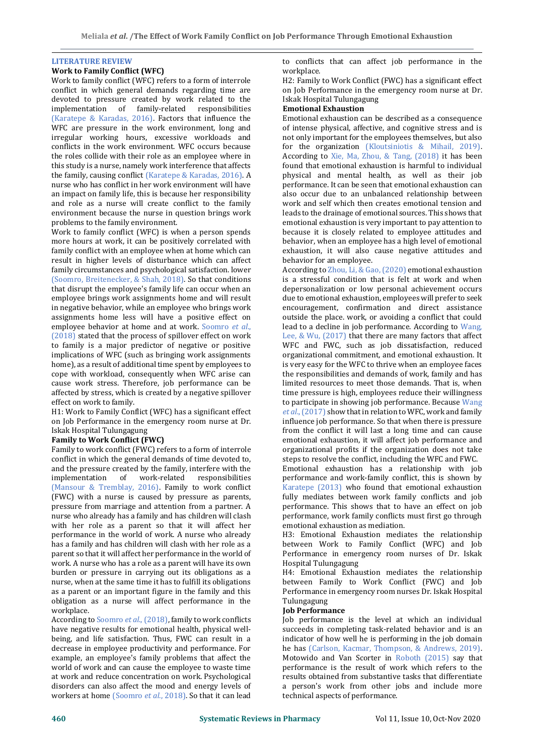## LITERATURE REVIEW

### Work to Family Conflict (WFC)

Work to family conflict (WFC) refers to a form of interrole conflict in which general demands regarding time are devoted to pressure created by work related to the implementation of family-related responsibilities (Karatepe & Karadas, 2016). Factors that influence the WFC are pressure in the work environment, long and irregular working hours, excessive workloads and conflicts in the work environment. WFC occurs because the roles collide with their role as an employee where in this study is a nurse, namely work interference that affects the family, causing conflict (Karatepe & Karadas, 2016). A nurse who has conflict in her work environment will have an impact on family life, this is because her responsibility and role as a nurse will create conflict to the family environment because the nurse in question brings work problems to the family environment.

Work to family conflict (WFC) is when a person spends more hours at work, it can be positively correlated with family conflict with an employee when at home which can result in higher levels of disturbance which can affect family circumstances and psychological satisfaction. lower (Soomro, Breitenecker, & Shah, 2018). So that conditions that disrupt the employee's family life can occur when an employee brings work assignments home and will result in negative behavior, while an employee who brings work assignments home less will have a positive effect on employee behavior at home and at work. Soomro *et al*., (2018) stated that the process of spillover effect on work to family is a major predictor of negative or positive implications of WFC (such as bringing work assignments home), as a result of additional time spent by employees to cope with workload, consequently when WFC arise can cause work stress. Therefore, job performance can be affected by stress, which is created by a negative spillover effect on work to family.

H1: Work to Family Conflict (WFC) has a significant effect on Job Performance in the emergency room nurse at Dr. Iskak Hospital Tulungagung

### Family to Work Conflict (FWC)

Family to work conflict (FWC) refers to a form of interrole conflict in which the general demands of time devoted to, and the pressure created by the family, interfere with the implementation of work-related responsibilities (Mansour & Tremblay, 2016). Family to work conflict (FWC) with a nurse is caused by pressure as parents, pressure from marriage and attention from a partner. A nurse who already has a family and has children will clash with her role as a parent so that it will affect her performance in the world of work. A nurse who already has a family and has children will clash with her role as a parent so that it will affect her performance in the world of work. A nurse who has a role as a parent will have its own burden or pressure in carrying out its obligations as a nurse, when at the same time it has to fulfill its obligations as a parent or an important figure in the family and this obligation as a nurse will affect performance in the workplace.

According to Soomro *et al*., (2018), family to work conflicts have negative results for emotional health, physical well-being, and life satisfaction. Thus, FWC can result in a decrease in employee productivity and performance. For example, an employee's family problems that affect the world of work and can cause the employee to waste time at work and reduce concentration on work. Psychological disorders can also affect the mood and energy levels of workers at home (Soomro *et al*., 2018). So that it can lead to conflicts that can affect job performance in the workplace.

H2: Family to Work Conflict (FWC) has a significant effect on Job Performance in the emergency room nurse at Dr. Iskak Hospital Tulungagung

### Emotional Exhaustion

Emotional exhaustion can be described as a consequence of intense physical, affective, and cognitive stress and is not only important for the employees themselves, but also for the organization (Kloutsiniotis & Mihail, 2019). According to Xie, Ma, Zhou, & Tang, (2018) it has been found that emotional exhaustion is harmful to individual physical and mental health, as well as their job performance. It can be seen that emotional exhaustion can also occur due to an unbalanced relationship between work and self which then creates emotional tension and leads to the drainage of emotional sources. This shows that emotional exhaustion is very important to pay attention to because it is closely related to employee attitudes and behavior, when an employee has a high level of emotional exhaustion, it will also cause negative attitudes and behavior for an employee.

According to Zhou, Li, & Gao, (2020) emotional exhaustion is a stressful condition that is felt at work and when depersonalization or low personal achievement occurs due to emotional exhaustion, employees will prefer to seek encouragement, confirmation and direct assistance outside the place. work, or avoiding a conflict that could lead to a decline in job performance. According to Wang, Lee, & Wu, (2017) that there are many factors that affect WFC and FWC, such as job dissatisfaction, reduced organizational commitment, and emotional exhaustion. It is very easy for the WFC to thrive when an employee faces the responsibilities and demands of work, family and has limited resources to meet those demands. That is, when time pressure is high, employees reduce their willingness to participate in showing job performance. Because Wang *et al*., (2017) show that in relation to WFC, work and family influence job performance. So that when there is pressure from the conflict it will last a long time and can cause emotional exhaustion, it will affect job performance and organizational profits if the organization does not take steps to resolve the conflict, including the WFC and FWC.

Emotional exhaustion has a relationship with job performance and work-family conflict, this is shown by Karatepe (2013) who found that emotional exhaustion fully mediates between work family conflicts and job performance. This shows that to have an effect on job performance, work family conflicts must first go through emotional exhaustion as mediation.

H3: Emotional Exhaustion mediates the relationship between Work to Family Conflict (WFC) and Job Performance in emergency room nurses of Dr. Iskak Hospital Tulungagung

H4: Emotional Exhaustion mediates the relationship between Family to Work Conflict (FWC) and Job Performance in emergency room nurses Dr. Iskak Hospital Tulungagung

### Job Performance

Job performance is the level at which an individual succeeds in completing task-related behavior and is an indicator of how well he is performing in the job domain he has (Carlson, Kacmar, Thompson, & Andrews, 2019). Motowido and Van Scorter in Roboth (2015) say that performance is the result of work which refers to the results obtained from substantive tasks that differentiate a person's work from other jobs and include more technical aspects of performance.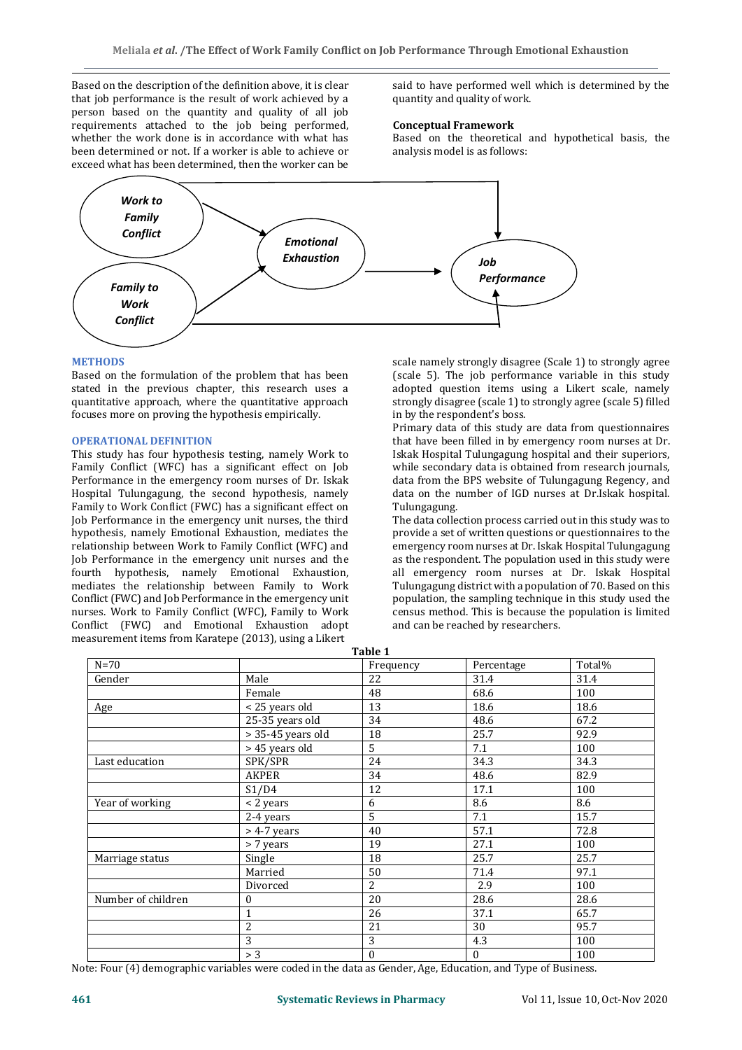Based on the description of the definition above, it is clear that job performance is the result of work achieved by a person based on the quantity and quality of all job requirements attached to the job being performed, whether the work done is in accordance with what has been determined or not. If a worker is able to achieve or exceed what has been determined, then the worker can be said to have performed well which is determined by the quantity and quality of work.

**Conceptual Framework**

Based on the theoretical and hypothetical basis, the analysis model is as follows:

## METHODS

Based on the formulation of the problem that has been stated in the previous chapter, this research uses a quantitative approach, where the quantitative approach focuses more on proving the hypothesis empirically.

## OPERATIONAL DEFINITION

This study has four hypothesis testing, namely Work to Family Conflict (WFC) has a significant effect on Job Performance in the emergency room nurses of Dr. Iskak Hospital Tulungagung, the second hypothesis, namely Family to Work Conflict (FWC) has a significant effect on Job Performance in the emergency unit nurses, the third hypothesis, namely Emotional Exhaustion, mediates the relationship between Work to Family Conflict (WFC) and Job Performance in the emergency unit nurses and the fourth hypothesis, namely Emotional Exhaustion, mediates the relationship between Family to Work Conflict (FWC) and Job Performance in the emergency unit nurses. Work to Family Conflict (WFC), Family to Work Conflict (FWC) and Emotional Exhaustion adopt measurement items from Karatepe (2013), using a Likert scale namely strongly disagree (Scale 1) to strongly agree (scale 5). The job performance variable in this study adopted question items using a Likert scale, namely strongly disagree (scale 1) to strongly agree (scale 5) filled in by the respondent's boss.

Primary data of this study are data from questionnaires that have been filled in by emergency room nurses at Dr. Iskak Hospital Tulungagung hospital and their superiors, while secondary data is obtained from research journals, data from the BPS website of Tulungagung Regency, and data on the number of IGD nurses at Dr.Iskak hospital. Tulungagung.

The data collection process carried out in this study was to provide a set of written questions or questionnaires to the emergency room nurses at Dr. Iskak Hospital Tulungagung as the respondent. The population used in this study were all emergency room nurses at Dr. Iskak Hospital Tulungagung district with a population of 70. Based on this population, the sampling technique in this study used the census method. This is because the population is limited and can be reached by researchers.

**Table 1**

| N=70 | | Frequency | Percentage | Total% |
|---|---|---|---|---|
| Gender | Male | 22 | 31.4 | 31.4 |
| | Female | 48 | 68.6 | 100 |
| Age | < 25 years old | 13 | 18.6 | 18.6 |
| | 25-35 years old | 34 | 48.6 | 67.2 |
| | > 35-45 years old | 18 | 25.7 | 92.9 |
| | > 45 years old | 5 | 7.1 | 100 |
| Last education | SPK/SPR | 24 | 34.3 | 34.3 |
| | AKPER | 34 | 48.6 | 82.9 |
| | S1/D4 | 12 | 17.1 | 100 |
| Year of working | < 2 years | 6 | 8.6 | 8.6 |
| | 2-4 years | 5 | 7.1 | 15.7 |
| | > 4-7 years | 40 | 57.1 | 72.8 |
| | > 7 years | 19 | 27.1 | 100 |
| Marriage status | Single | 18 | 25.7 | 25.7 |
| | Married | 50 | 71.4 | 97.1 |
| | Divorced | 2 | 2.9 | 100 |
| Number of children | 0 | 20 | 28.6 | 28.6 |
| | 1 | 26 | 37.1 | 65.7 |
| | 2 | 21 | 30 | 95.7 |
| | 3 | 3 | 4.3 | 100 |
| | > 3 | 0 | 0 | 100 |

Note: Four (4) demographic variables were coded in the data as Gender, Age, Education, and Type of Business.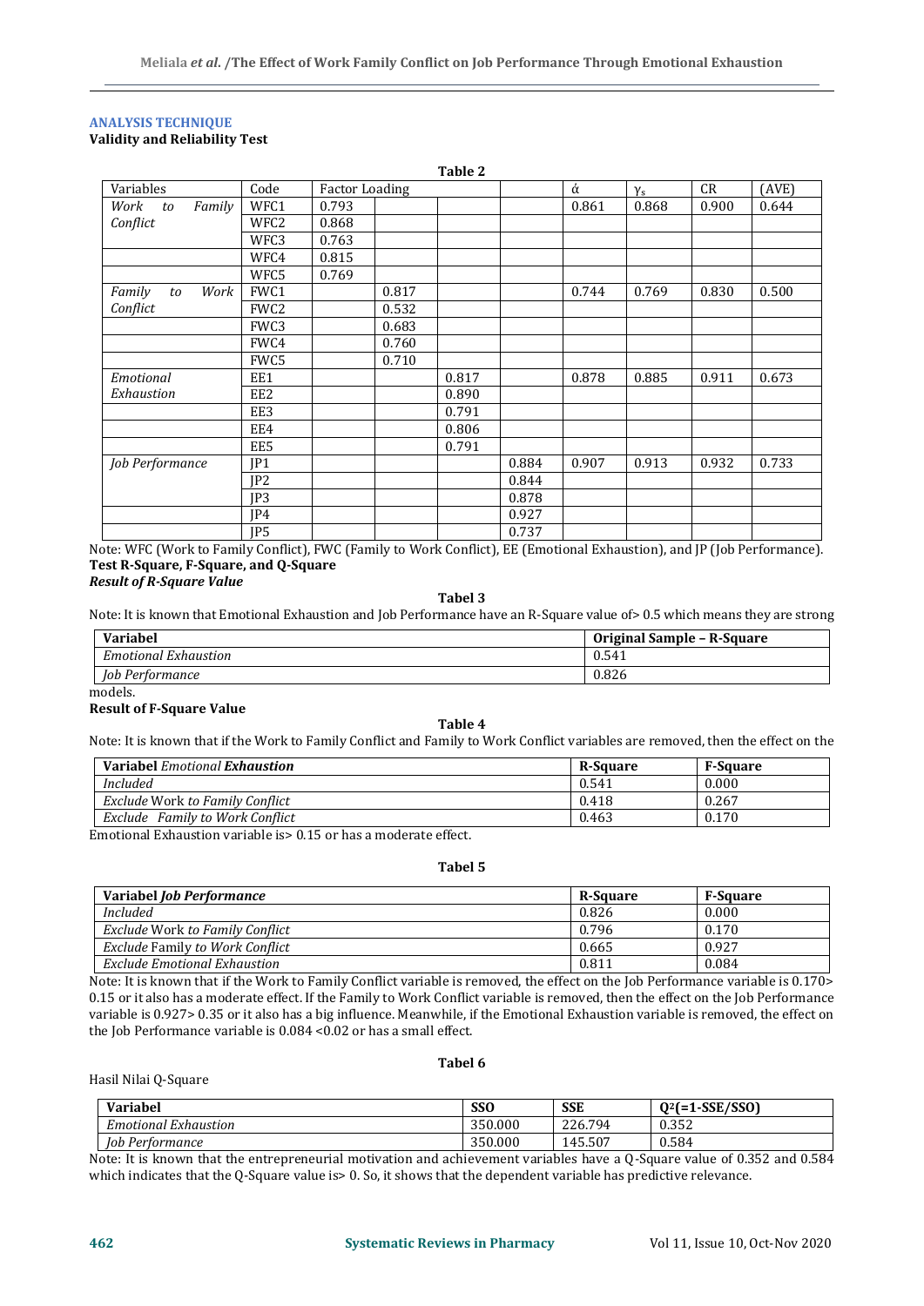## ANALYSIS TECHNIQUE

### Validity and Reliability Test

**Table 2**

| Variables | Code | Factor Loading | | | | ά | $\gamma_s$ | CR | (AVE) |
|---|---|---|---|---|---|---|---|---|---|
| *Work to Family Conflict* | WFC1 | 0.793 | | | | 0.861 | 0.868 | 0.900 | 0.644 |
| | WFC2 | 0.868 | | | | | | | |
| | WFC3 | 0.763 | | | | | | | |
| | WFC4 | 0.815 | | | | | | | |
| | WFC5 | 0.769 | | | | | | | |
| *Family to Work Conflict* | FWC1 | | 0.817 | | | 0.744 | 0.769 | 0.830 | 0.500 |
| | FWC2 | | 0.532 | | | | | | |
| | FWC3 | | 0.683 | | | | | | |
| | FWC4 | | 0.760 | | | | | | |
| | FWC5 | | 0.710 | | | | | | |
| *Emotional Exhaustion* | EE1 | | | 0.817 | | 0.878 | 0.885 | 0.911 | 0.673 |
| | EE2 | | | 0.890 | | | | | |
| | EE3 | | | 0.791 | | | | | |
| | EE4 | | | 0.806 | | | | | |
| | EE5 | | | 0.791 | | | | | |
| *Job Performance* | JP1 | | | | 0.884 | 0.907 | 0.913 | 0.932 | 0.733 |
| | JP2 | | | | 0.844 | | | | |
| | JP3 | | | | 0.878 | | | | |
| | JP4 | | | | 0.927 | | | | |
| | JP5 | | | | 0.737 | | | | |

Note: WFC (Work to Family Conflict), FWC (Family to Work Conflict), EE (Emotional Exhaustion), and JP (Job Performance).

### Test R-Square, F-Square, and Q-Square

***Result of R-Square Value***

**Tabel 3**

Note: It is known that Emotional Exhaustion and Job Performance have an R-Square value of> 0.5 which means they are strong models.

| Variabel | Original Sample – R-Square |
|---|---|
| *Emotional Exhaustion* | 0.541 |
| *Job Performance* | 0.826 |

**Result of F-Square Value**

**Table 4**

Note: It is known that if the Work to Family Conflict and Family to Work Conflict variables are removed, then the effect on the Emotional Exhaustion variable is> 0.15 or has a moderate effect.

| **Variabel** *Emotional* ***Exhaustion*** | R-Square | F-Square |
|---|---|---|
| *Included* | 0.541 | 0.000 |
| *Exclude* *Work to Family Conflict* | 0.418 | 0.267 |
| *Exclude Family to Work Conflict* | 0.463 | 0.170 |

**Tabel 5**

| **Variabel** ***Job Performance*** | R-Square | F-Square |
|---|---|---|
| *Included* | 0.826 | 0.000 |
| *Exclude* Work *to Family Conflict* | 0.796 | 0.170 |
| *Exclude* Family to Work Conflict | 0.665 | 0.927 |
| *Exclude Emotional Exhaustion* | 0.811 | 0.084 |

Note: It is known that if the Work to Family Conflict variable is removed, the effect on the Job Performance variable is 0.170> 0.15 or it also has a moderate effect. If the Family to Work Conflict variable is removed, then the effect on the Job Performance variable is 0.927> 0.35 or it also has a big influence. Meanwhile, if the Emotional Exhaustion variable is removed, the effect on the Job Performance variable is 0.084 <0.02 or has a small effect.

**Tabel 6**

Hasil Nilai Q-Square

| Variabel | SSO | SSE | $Q^2$(=1-SSE/SSO) |
|---|---|---|---|
| *Emotional Exhaustion* | 350.000 | 226.794 | 0.352 |
| *Job Performance* | 350.000 | 145.507 | 0.584 |

Note: It is known that the entrepreneurial motivation and achievement variables have a Q-Square value of 0.352 and 0.584 which indicates that the Q-Square value is> 0. So, it shows that the dependent variable has predictive relevance.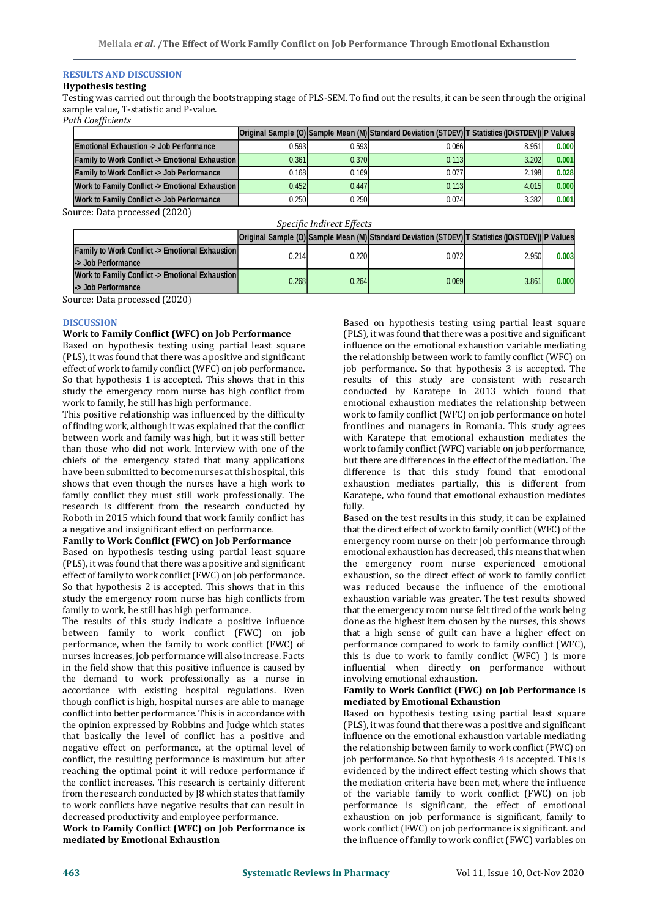## RESULTS AND DISCUSSION

### Hypothesis testing

Testing was carried out through the bootstrapping stage of PLS-SEM. To find out the results, it can be seen through the original sample value, T-statistic and P-value.

*Path Coefficients*

| | Original Sample (O) | Sample Mean (M) | Standard Deviation (STDEV) | T Statistics (\|O/STDEV\|) | P Values |
|---|---|---|---|---|---|
| Emotional Exhaustion -> Job Performance | 0.593 | 0.593 | 0.066 | 8.951 | 0.000 |
| Family to Work Conflict -> Emotional Exhaustion | 0.361 | 0.370 | 0.113 | 3.202 | 0.001 |
| Family to Work Conflict -> Job Performance | 0.168 | 0.169 | 0.077 | 2.198 | 0.028 |
| Work to Family Conflict -> Emotional Exhaustion | 0.452 | 0.447 | 0.113 | 4.015 | 0.000 |
| Work to Family Conflict -> Job Performance | 0.250 | 0.250 | 0.074 | 3.382 | 0.001 |

Source: Data processed (2020)

*Specific Indirect Effects*

| | Original Sample (O) | Sample Mean (M) | Standard Deviation (STDEV) | T Statistics (\|O/STDEV\|) | P Values |
|---|---|---|---|---|---|
| Family to Work Conflict -> Emotional Exhaustion -> Job Performance | 0.214 | 0.220 | 0.072 | 2.950 | 0.003 |
| Work to Family Conflict -> Emotional Exhaustion -> Job Performance | 0.268 | 0.264 | 0.069 | 3.861 | 0.000 |

Source: Data processed (2020)

## DISCUSSION

**Work to Family Conflict (WFC) on Job Performance**

Based on hypothesis testing using partial least square (PLS), it was found that there was a positive and significant effect of work to family conflict (WFC) on job performance. So that hypothesis 1 is accepted. This shows that in this study the emergency room nurse has high conflict from work to family, he still has high performance.

This positive relationship was influenced by the difficulty of finding work, although it was explained that the conflict between work and family was high, but it was still better than those who did not work. Interview with one of the chiefs of the emergency stated that many applications have been submitted to become nurses at this hospital, this shows that even though the nurses have a high work to family conflict they must still work professionally. The research is different from the research conducted by Roboth in 2015 which found that work family conflict has a negative and insignificant effect on performance.

**Family to Work Conflict (FWC) on Job Performance**

Based on hypothesis testing using partial least square (PLS), it was found that there was a positive and significant effect of family to work conflict (FWC) on job performance. So that hypothesis 2 is accepted. This shows that in this study the emergency room nurse has high conflicts from family to work, he still has high performance.

The results of this study indicate a positive influence between family to work conflict (FWC) on job performance, when the family to work conflict (FWC) of nurses increases, job performance will also increase. Facts in the field show that this positive influence is caused by the demand to work professionally as a nurse in accordance with existing hospital regulations. Even though conflict is high, hospital nurses are able to manage conflict into better performance. This is in accordance with the opinion expressed by Robbins and Judge which states that basically the level of conflict has a positive and negative effect on performance, at the optimal level of conflict, the resulting performance is maximum but after reaching the optimal point it will reduce performance if the conflict increases. This research is certainly different from the research conducted by J8 which states that family to work conflicts have negative results that can result in decreased productivity and employee performance.

**Work to Family Conflict (WFC) on Job Performance is mediated by Emotional Exhaustion**

Based on hypothesis testing using partial least square (PLS), it was found that there was a positive and significant influence on the emotional exhaustion variable mediating the relationship between work to family conflict (WFC) on job performance. So that hypothesis 3 is accepted. The results of this study are consistent with research conducted by Karatepe in 2013 which found that emotional exhaustion mediates the relationship between work to family conflict (WFC) on job performance on hotel frontlines and managers in Romania. This study agrees with Karatepe that emotional exhaustion mediates the work to family conflict (WFC) variable on job performance, but there are differences in the effect of the mediation. The difference is that this study found that emotional exhaustion mediates partially, this is different from Karatepe, who found that emotional exhaustion mediates fully.

Based on the test results in this study, it can be explained that the direct effect of work to family conflict (WFC) of the emergency room nurse on their job performance through emotional exhaustion has decreased, this means that when the emergency room nurse experienced emotional exhaustion, so the direct effect of work to family conflict was reduced because the influence of the emotional exhaustion variable was greater. The test results showed that the emergency room nurse felt tired of the work being done as the highest item chosen by the nurses, this shows that a high sense of guilt can have a higher effect on performance compared to work to family conflict (WFC), this is due to work to family conflict (WFC) ) is more influential when directly on performance without involving emotional exhaustion.

**Family to Work Conflict (FWC) on Job Performance is mediated by Emotional Exhaustion**

Based on hypothesis testing using partial least square (PLS), it was found that there was a positive and significant influence on the emotional exhaustion variable mediating the relationship between family to work conflict (FWC) on job performance. So that hypothesis 4 is accepted. This is evidenced by the indirect effect testing which shows that the mediation criteria have been met, where the influence of the variable family to work conflict (FWC) on job performance is significant, the effect of emotional exhaustion on job performance is significant, family to work conflict (FWC) on job performance is significant. and the influence of family to work conflict (FWC) variables on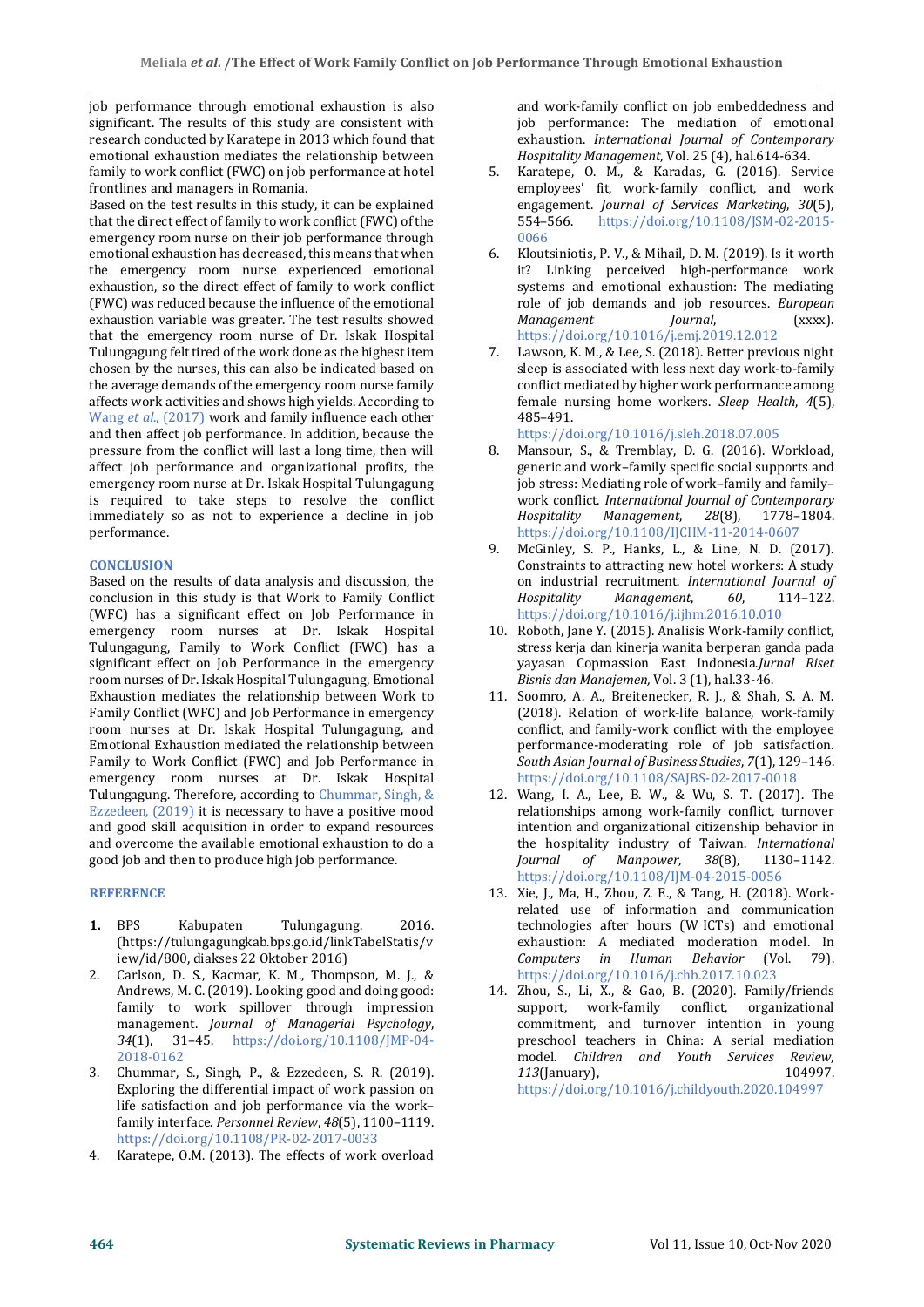job performance through emotional exhaustion is also significant. The results of this study are consistent with research conducted by Karatepe in 2013 which found that emotional exhaustion mediates the relationship between family to work conflict (FWC) on job performance at hotel frontlines and managers in Romania.

Based on the test results in this study, it can be explained that the direct effect of family to work conflict (FWC) of the emergency room nurse on their job performance through emotional exhaustion has decreased, this means that when the emergency room nurse experienced emotional exhaustion, so the direct effect of family to work conflict (FWC) was reduced because the influence of the emotional exhaustion variable was greater. The test results showed that the emergency room nurse of Dr. Iskak Hospital Tulungagung felt tired of the work done as the highest item chosen by the nurses, this can also be indicated based on the average demands of the emergency room nurse family affects work activities and shows high yields. According to Wang *et al.,* (2017) work and family influence each other and then affect job performance. In addition, because the pressure from the conflict will last a long time, then will affect job performance and organizational profits, the emergency room nurse at Dr. Iskak Hospital Tulungagung is required to take steps to resolve the conflict immediately so as not to experience a decline in job performance.

## CONCLUSION

Based on the results of data analysis and discussion, the conclusion in this study is that Work to Family Conflict (WFC) has a significant effect on Job Performance in emergency room nurses at Dr. Iskak Hospital Tulungagung, Family to Work Conflict (FWC) has a significant effect on Job Performance in the emergency room nurses of Dr. Iskak Hospital Tulungagung, Emotional Exhaustion mediates the relationship between Work to Family Conflict (WFC) and Job Performance in emergency room nurses at Dr. Iskak Hospital Tulungagung, and Emotional Exhaustion mediated the relationship between Family to Work Conflict (FWC) and Job Performance in emergency room nurses at Dr. Iskak Hospital Tulungagung. Therefore, according to Chummar, Singh, & Ezzedeen, (2019) it is necessary to have a positive mood and good skill acquisition in order to expand resources and overcome the available emotional exhaustion to do a good job and then to produce high job performance.

## REFERENCE

1. BPS Kabupaten Tulungagung. 2016. (https://tulungagungkab.bps.go.id/linkTabelStatis/view/id/800, diakses 22 Oktober 2016)
2. Carlson, D. S., Kacmar, K. M., Thompson, M. J., & Andrews, M. C. (2019). Looking good and doing good: family to work spillover through impression management. *Journal of Managerial Psychology*, *34*(1), 31–45. https://doi.org/10.1108/JMP-04-2018-0162
3. Chummar, S., Singh, P., & Ezzedeen, S. R. (2019). Exploring the differential impact of work passion on life satisfaction and job performance via the work–family interface. *Personnel Review*, *48*(5), 1100–1119. https://doi.org/10.1108/PR-02-2017-0033
4. Karatepe, O.M. (2013). The effects of work overload and work-family conflict on job embeddedness and job performance: The mediation of emotional exhaustion. *International Journal of Contemporary Hospitality Management*, Vol. 25 (4), hal.614-634.
5. Karatepe, O. M., & Karadas, G. (2016). Service employees' fit, work-family conflict, and work engagement. *Journal of Services Marketing*, *30*(5), 554–566. https://doi.org/10.1108/JSM-02-2015-0066
6. Kloutsiniotis, P. V., & Mihail, D. M. (2019). Is it worth it? Linking perceived high-performance work systems and emotional exhaustion: The mediating role of job demands and job resources. *European Management Journal*, (xxxx). https://doi.org/10.1016/j.emj.2019.12.012
7. Lawson, K. M., & Lee, S. (2018). Better previous night sleep is associated with less next day work-to-family conflict mediated by higher work performance among female nursing home workers. *Sleep Health*, *4*(5), 485–491. https://doi.org/10.1016/j.sleh.2018.07.005
8. Mansour, S., & Tremblay, D. G. (2016). Workload, generic and work–family specific social supports and job stress: Mediating role of work–family and family–work conflict. *International Journal of Contemporary Hospitality Management*, *28*(8), 1778–1804. https://doi.org/10.1108/IJCHM-11-2014-0607
9. McGinley, S. P., Hanks, L., & Line, N. D. (2017). Constraints to attracting new hotel workers: A study on industrial recruitment. *International Journal of Hospitality Management*, *60*, 114–122. https://doi.org/10.1016/j.ijhm.2016.10.010
10. Roboth, Jane Y. (2015). Analisis Work-family conflict, stress kerja dan kinerja wanita berperan ganda pada yayasan Copmassion East Indonesia.*Jurnal Riset Bisnis dan Manajemen,* Vol. 3 (1), hal.33-46.
11. Soomro, A. A., Breitenecker, R. J., & Shah, S. A. M. (2018). Relation of work-life balance, work-family conflict, and family-work conflict with the employee performance-moderating role of job satisfaction. *South Asian Journal of Business Studies*, *7*(1), 129–146. https://doi.org/10.1108/SAJBS-02-2017-0018
12. Wang, I. A., Lee, B. W., & Wu, S. T. (2017). The relationships among work-family conflict, turnover intention and organizational citizenship behavior in the hospitality industry of Taiwan. *International Journal of Manpower*, *38*(8), 1130–1142. https://doi.org/10.1108/IJM-04-2015-0056
13. Xie, J., Ma, H., Zhou, Z. E., & Tang, H. (2018). Work-related use of information and communication technologies after hours (W_ICTs) and emotional exhaustion: A mediated moderation model. In *Computers in Human Behavior* (Vol. 79). https://doi.org/10.1016/j.chb.2017.10.023
14. Zhou, S., Li, X., & Gao, B. (2020). Family/friends support, work-family conflict, organizational commitment, and turnover intention in young preschool teachers in China: A serial mediation model. *Children and Youth Services Review*, *113*(January), 104997. https://doi.org/10.1016/j.childyouth.2020.104997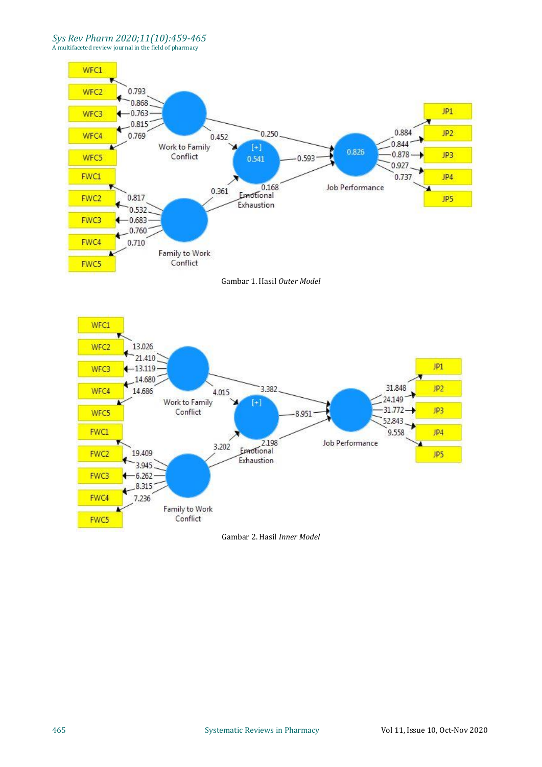WFC1
WFC2
WFC3
WFC4
WFC5
FWC1
FWC2
FWC3
FWC4
FWC5
0.793
0.868
0.763
0.815
0.769
0.817
0.532
0.683
0.760
0.710
Work to Family Conflict
Family to Work Conflict
0.452
0.361
[+]
0.541
Emotional Exhaustion
0.250
0.593
0.168
0.826
Job Performance
0.884
0.844
0.878
0.927
0.737
JP1
JP2
JP3
JP4
JP5

Gambar 1. Hasil *Outer Model*

WFC1
WFC2
WFC3
WFC4
WFC5
FWC1
FWC2
FWC3
FWC4
FWC5
13.026
21.410
13.119
14.680
14.686
19.409
3.945
6.262
8.315
7.236
Work to Family Conflict
Family to Work Conflict
4.015
3.202
[+]
Emotional Exhaustion
3.382
8.951
2.198
Job Performance
31.848
24.149
31.772
52.843
9.558
JP1
JP2
JP3
JP4
JP5

Gambar 2. Hasil *Inner Model*